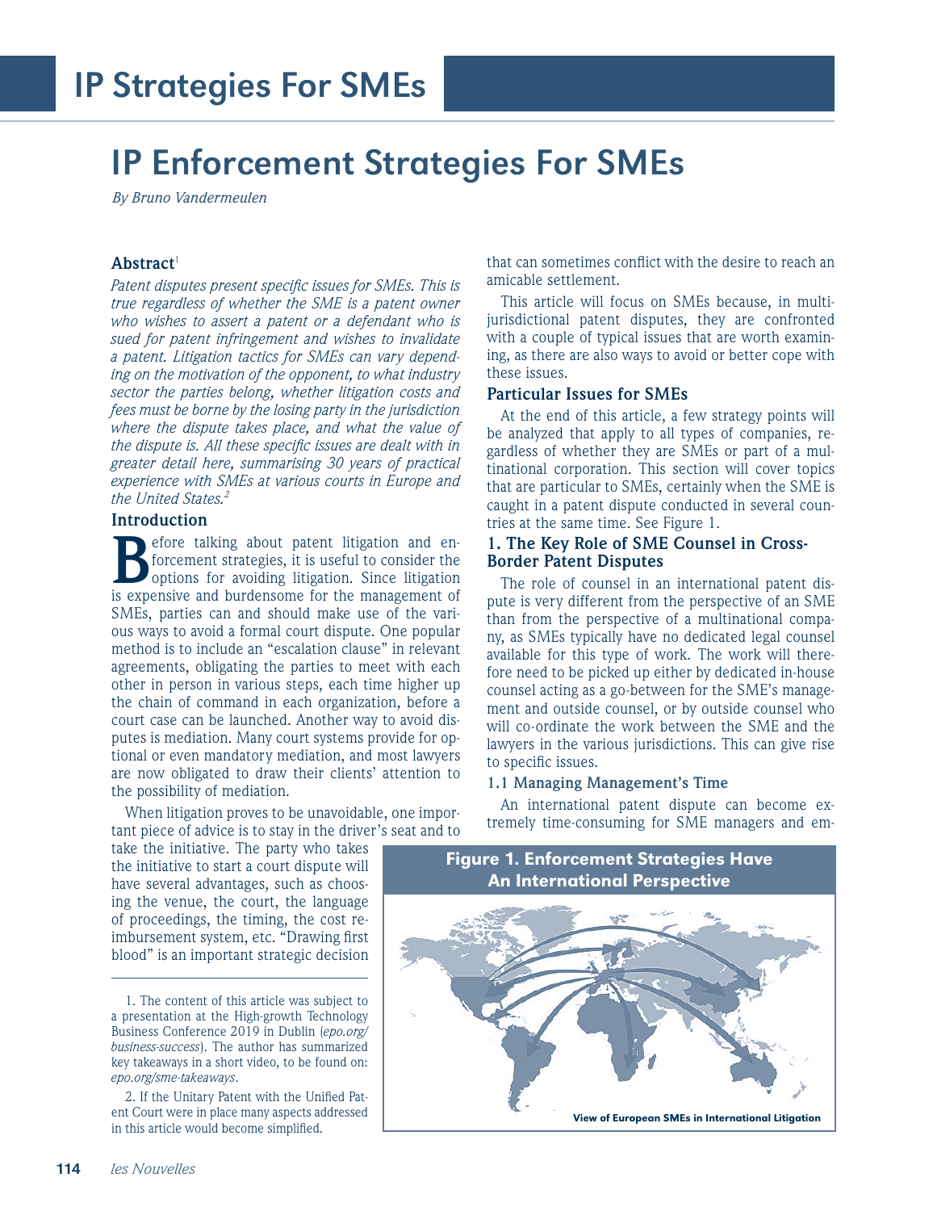# IP Enforcement Strategies For SMEs

*By Bruno Vandermeulen*

### Abstract[1]

*Patent disputes present specific issues for SMEs. This is true regardless of whether the SME is a patent owner who wishes to assert a patent or a defendant who is sued for patent infringement and wishes to invalidate a patent. Litigation tactics for SMEs can vary depending on the motivation of the opponent, to what industry sector the parties belong, whether litigation costs and fees must be borne by the losing party in the jurisdiction where the dispute takes place, and what the value of the dispute is. All these specific issues are dealt with in greater detail here, summarising 30 years of practical experience with SMEs at various courts in Europe and the United States.[2]*

### Introduction

Before talking about patent litigation and enforcement strategies, it is useful to consider the options for avoiding litigation. Since litigation is expensive and burdensome for the management of SMEs, parties can and should make use of the various ways to avoid a formal court dispute. One popular method is to include an "escalation clause" in relevant agreements, obligating the parties to meet with each other in person in various steps, each time higher up the chain of command in each organization, before a court case can be launched. Another way to avoid disputes is mediation. Many court systems provide for optional or even mandatory mediation, and most lawyers are now obligated to draw their clients' attention to the possibility of mediation.

When litigation proves to be unavoidable, one important piece of advice is to stay in the driver's seat and to take the initiative. The party who takes the initiative to start a court dispute will have several advantages, such as choosing the venue, the court, the language of proceedings, the timing, the cost reimbursement system, etc. "Drawing first blood" is an important strategic decision that can sometimes conflict with the desire to reach an amicable settlement.

This article will focus on SMEs because, in multi-jurisdictional patent disputes, they are confronted with a couple of typical issues that are worth examining, as there are also ways to avoid or better cope with these issues.

### Particular Issues for SMEs

At the end of this article, a few strategy points will be analyzed that apply to all types of companies, regardless of whether they are SMEs or part of a multinational corporation. This section will cover topics that are particular to SMEs, certainly when the SME is caught in a patent dispute conducted in several countries at the same time. See Figure 1.

### 1. The Key Role of SME Counsel in Cross-Border Patent Disputes

The role of counsel in an international patent dispute is very different from the perspective of an SME than from the perspective of a multinational company, as SMEs typically have no dedicated legal counsel available for this type of work. The work will therefore need to be picked up either by dedicated in-house counsel acting as a go-between for the SME's management and outside counsel, or by outside counsel who will co-ordinate the work between the SME and the lawyers in the various jurisdictions. This can give rise to specific issues.

#### 1.1 Managing Management's Time

An international patent dispute can become extremely time-consuming for SME managers and em-

**Figure 1. Enforcement Strategies Have An International Perspective**

View of European SMEs in International Litigation

---

1. The content of this article was subject to a presentation at the High-growth Technology Business Conference 2019 in Dublin (*epo.org/business-success*). The author has summarized key takeaways in a short video, to be found on: *epo.org/sme-takeaways*.

2. If the Unitary Patent with the Unified Patent Court were in place many aspects addressed in this article would become simplified.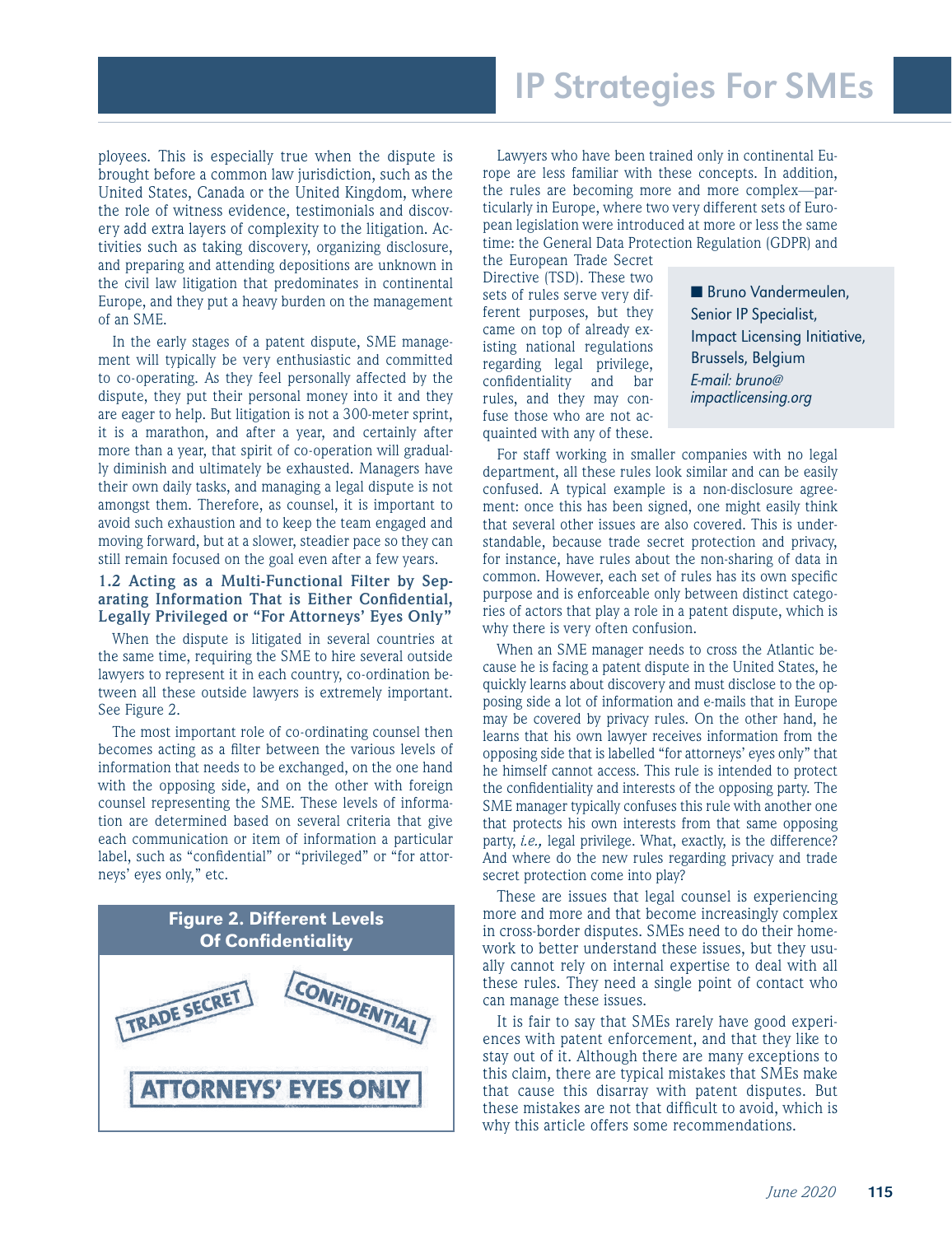ployees. This is especially true when the dispute is brought before a common law jurisdiction, such as the United States, Canada or the United Kingdom, where the role of witness evidence, testimonials and discovery add extra layers of complexity to the litigation. Activities such as taking discovery, organizing disclosure, and preparing and attending depositions are unknown in the civil law litigation that predominates in continental Europe, and they put a heavy burden on the management of an SME.

In the early stages of a patent dispute, SME management will typically be very enthusiastic and committed to co-operating. As they feel personally affected by the dispute, they put their personal money into it and they are eager to help. But litigation is not a 300-meter sprint, it is a marathon, and after a year, and certainly after more than a year, that spirit of co-operation will gradually diminish and ultimately be exhausted. Managers have their own daily tasks, and managing a legal dispute is not amongst them. Therefore, as counsel, it is important to avoid such exhaustion and to keep the team engaged and moving forward, but at a slower, steadier pace so they can still remain focused on the goal even after a few years.

### 1.2 Acting as a Multi-Functional Filter by Separating Information That is Either Confidential, Legally Privileged or "For Attorneys' Eyes Only"

When the dispute is litigated in several countries at the same time, requiring the SME to hire several outside lawyers to represent it in each country, co-ordination between all these outside lawyers is extremely important. See Figure 2.

The most important role of co-ordinating counsel then becomes acting as a filter between the various levels of information that needs to be exchanged, on the one hand with the opposing side, and on the other with foreign counsel representing the SME. These levels of information are determined based on several criteria that give each communication or item of information a particular label, such as "confidential" or "privileged" or "for attorneys' eyes only," etc.

**Figure 2. Different Levels Of Confidentiality**

TRADE SECRET

CONFIDENTIAL

ATTORNEYS' EYES ONLY

Lawyers who have been trained only in continental Europe are less familiar with these concepts. In addition, the rules are becoming more and more complex—particularly in Europe, where two very different sets of European legislation were introduced at more or less the same time: the General Data Protection Regulation (GDPR) and the European Trade Secret Directive (TSD). These two sets of rules serve very different purposes, but they came on top of already existing national regulations regarding legal privilege, confidentiality and bar rules, and they may confuse those who are not acquainted with any of these.

■ Bruno Vandermeulen,
Senior IP Specialist,
Impact Licensing Initiative,
Brussels, Belgium
*E-mail: bruno@impactlicensing.org*

For staff working in smaller companies with no legal department, all these rules look similar and can be easily confused. A typical example is a non-disclosure agreement: once this has been signed, one might easily think that several other issues are also covered. This is understandable, because trade secret protection and privacy, for instance, have rules about the non-sharing of data in common. However, each set of rules has its own specific purpose and is enforceable only between distinct categories of actors that play a role in a patent dispute, which is why there is very often confusion.

When an SME manager needs to cross the Atlantic because he is facing a patent dispute in the United States, he quickly learns about discovery and must disclose to the opposing side a lot of information and e-mails that in Europe may be covered by privacy rules. On the other hand, he learns that his own lawyer receives information from the opposing side that is labelled "for attorneys' eyes only" that he himself cannot access. This rule is intended to protect the confidentiality and interests of the opposing party. The SME manager typically confuses this rule with another one that protects his own interests from that same opposing party, *i.e.,* legal privilege. What, exactly, is the difference? And where do the new rules regarding privacy and trade secret protection come into play?

These are issues that legal counsel is experiencing more and more and that become increasingly complex in cross-border disputes. SMEs need to do their homework to better understand these issues, but they usually cannot rely on internal expertise to deal with all these rules. They need a single point of contact who can manage these issues.

It is fair to say that SMEs rarely have good experiences with patent enforcement, and that they like to stay out of it. Although there are many exceptions to this claim, there are typical mistakes that SMEs make that cause this disarray with patent disputes. But these mistakes are not that difficult to avoid, which is why this article offers some recommendations.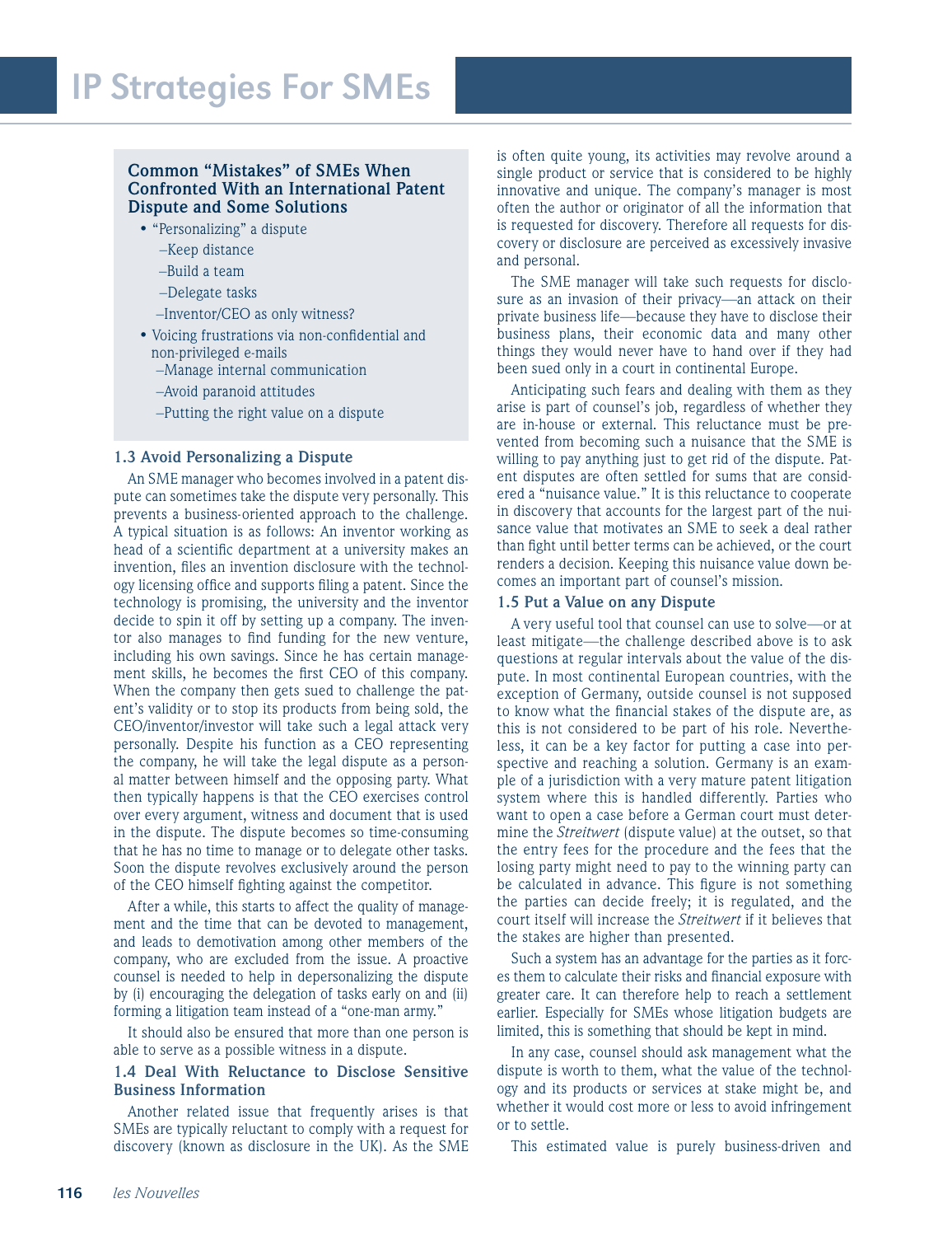### Common "Mistakes" of SMEs When Confronted With an International Patent Dispute and Some Solutions

- "Personalizing" a dispute
  - –Keep distance
  - –Build a team
  - –Delegate tasks
  - –Inventor/CEO as only witness?
- Voicing frustrations via non-confidential and non-privileged e-mails
  - –Manage internal communication
  - –Avoid paranoid attitudes
  - –Putting the right value on a dispute

### 1.3 Avoid Personalizing a Dispute

An SME manager who becomes involved in a patent dispute can sometimes take the dispute very personally. This prevents a business-oriented approach to the challenge. A typical situation is as follows: An inventor working as head of a scientific department at a university makes an invention, files an invention disclosure with the technology licensing office and supports filing a patent. Since the technology is promising, the university and the inventor decide to spin it off by setting up a company. The inventor also manages to find funding for the new venture, including his own savings. Since he has certain management skills, he becomes the first CEO of this company. When the company then gets sued to challenge the patent's validity or to stop its products from being sold, the CEO/inventor/investor will take such a legal attack very personally. Despite his function as a CEO representing the company, he will take the legal dispute as a personal matter between himself and the opposing party. What then typically happens is that the CEO exercises control over every argument, witness and document that is used in the dispute. The dispute becomes so time-consuming that he has no time to manage or to delegate other tasks. Soon the dispute revolves exclusively around the person of the CEO himself fighting against the competitor.

After a while, this starts to affect the quality of management and the time that can be devoted to management, and leads to demotivation among other members of the company, who are excluded from the issue. A proactive counsel is needed to help in depersonalizing the dispute by (i) encouraging the delegation of tasks early on and (ii) forming a litigation team instead of a "one-man army."

It should also be ensured that more than one person is able to serve as a possible witness in a dispute.

### 1.4 Deal With Reluctance to Disclose Sensitive Business Information

Another related issue that frequently arises is that SMEs are typically reluctant to comply with a request for discovery (known as disclosure in the UK). As the SME is often quite young, its activities may revolve around a single product or service that is considered to be highly innovative and unique. The company's manager is most often the author or originator of all the information that is requested for discovery. Therefore all requests for discovery or disclosure are perceived as excessively invasive and personal.

The SME manager will take such requests for disclosure as an invasion of their privacy—an attack on their private business life—because they have to disclose their business plans, their economic data and many other things they would never have to hand over if they had been sued only in a court in continental Europe.

Anticipating such fears and dealing with them as they arise is part of counsel's job, regardless of whether they are in-house or external. This reluctance must be prevented from becoming such a nuisance that the SME is willing to pay anything just to get rid of the dispute. Patent disputes are often settled for sums that are considered a "nuisance value." It is this reluctance to cooperate in discovery that accounts for the largest part of the nuisance value that motivates an SME to seek a deal rather than fight until better terms can be achieved, or the court renders a decision. Keeping this nuisance value down becomes an important part of counsel's mission.

### 1.5 Put a Value on any Dispute

A very useful tool that counsel can use to solve—or at least mitigate—the challenge described above is to ask questions at regular intervals about the value of the dispute. In most continental European countries, with the exception of Germany, outside counsel is not supposed to know what the financial stakes of the dispute are, as this is not considered to be part of his role. Nevertheless, it can be a key factor for putting a case into perspective and reaching a solution. Germany is an example of a jurisdiction with a very mature patent litigation system where this is handled differently. Parties who want to open a case before a German court must determine the *Streitwert* (dispute value) at the outset, so that the entry fees for the procedure and the fees that the losing party might need to pay to the winning party can be calculated in advance. This figure is not something the parties can decide freely; it is regulated, and the court itself will increase the *Streitwert* if it believes that the stakes are higher than presented.

Such a system has an advantage for the parties as it forces them to calculate their risks and financial exposure with greater care. It can therefore help to reach a settlement earlier. Especially for SMEs whose litigation budgets are limited, this is something that should be kept in mind.

In any case, counsel should ask management what the dispute is worth to them, what the value of the technology and its products or services at stake might be, and whether it would cost more or less to avoid infringement or to settle.

This estimated value is purely business-driven and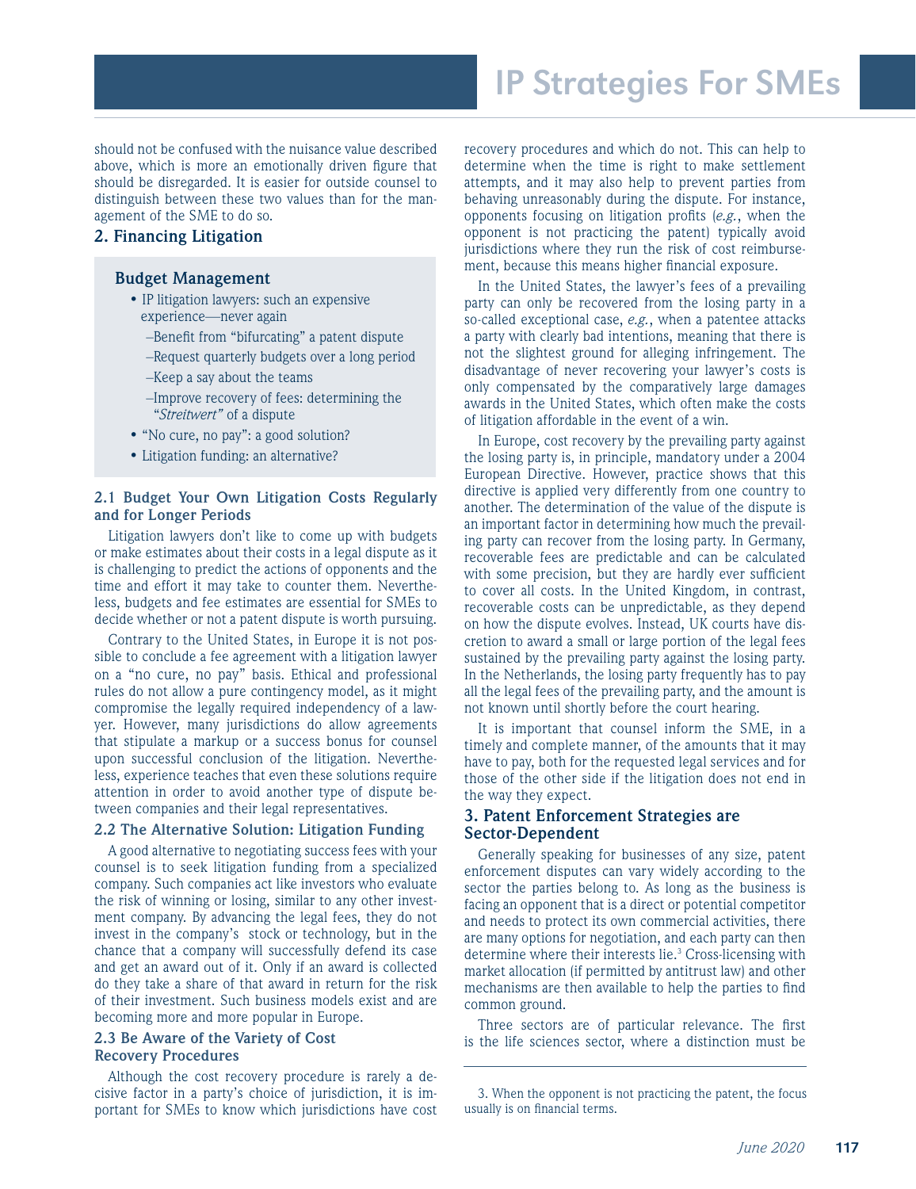should not be confused with the nuisance value described above, which is more an emotionally driven figure that should be disregarded. It is easier for outside counsel to distinguish between these two values than for the management of the SME to do so.

## 2. Financing Litigation

### Budget Management

- IP litigation lawyers: such an expensive experience—never again
  - –Benefit from "bifurcating" a patent dispute
  - –Request quarterly budgets over a long period
  - –Keep a say about the teams
  - –Improve recovery of fees: determining the *"Streitwert"* of a dispute
- "No cure, no pay": a good solution?
- Litigation funding: an alternative?

### 2.1 Budget Your Own Litigation Costs Regularly and for Longer Periods

Litigation lawyers don't like to come up with budgets or make estimates about their costs in a legal dispute as it is challenging to predict the actions of opponents and the time and effort it may take to counter them. Nevertheless, budgets and fee estimates are essential for SMEs to decide whether or not a patent dispute is worth pursuing.

Contrary to the United States, in Europe it is not possible to conclude a fee agreement with a litigation lawyer on a "no cure, no pay" basis. Ethical and professional rules do not allow a pure contingency model, as it might compromise the legally required independency of a lawyer. However, many jurisdictions do allow agreements that stipulate a markup or a success bonus for counsel upon successful conclusion of the litigation. Nevertheless, experience teaches that even these solutions require attention in order to avoid another type of dispute between companies and their legal representatives.

### 2.2 The Alternative Solution: Litigation Funding

A good alternative to negotiating success fees with your counsel is to seek litigation funding from a specialized company. Such companies act like investors who evaluate the risk of winning or losing, similar to any other investment company. By advancing the legal fees, they do not invest in the company's stock or technology, but in the chance that a company will successfully defend its case and get an award out of it. Only if an award is collected do they take a share of that award in return for the risk of their investment. Such business models exist and are becoming more and more popular in Europe.

### 2.3 Be Aware of the Variety of Cost Recovery Procedures

Although the cost recovery procedure is rarely a decisive factor in a party's choice of jurisdiction, it is important for SMEs to know which jurisdictions have cost recovery procedures and which do not. This can help to determine when the time is right to make settlement attempts, and it may also help to prevent parties from behaving unreasonably during the dispute. For instance, opponents focusing on litigation profits (*e.g.*, when the opponent is not practicing the patent) typically avoid jurisdictions where they run the risk of cost reimbursement, because this means higher financial exposure.

In the United States, the lawyer's fees of a prevailing party can only be recovered from the losing party in a so-called exceptional case, *e.g.*, when a patentee attacks a party with clearly bad intentions, meaning that there is not the slightest ground for alleging infringement. The disadvantage of never recovering your lawyer's costs is only compensated by the comparatively large damages awards in the United States, which often make the costs of litigation affordable in the event of a win.

In Europe, cost recovery by the prevailing party against the losing party is, in principle, mandatory under a 2004 European Directive. However, practice shows that this directive is applied very differently from one country to another. The determination of the value of the dispute is an important factor in determining how much the prevailing party can recover from the losing party. In Germany, recoverable fees are predictable and can be calculated with some precision, but they are hardly ever sufficient to cover all costs. In the United Kingdom, in contrast, recoverable costs can be unpredictable, as they depend on how the dispute evolves. Instead, UK courts have discretion to award a small or large portion of the legal fees sustained by the prevailing party against the losing party. In the Netherlands, the losing party frequently has to pay all the legal fees of the prevailing party, and the amount is not known until shortly before the court hearing.

It is important that counsel inform the SME, in a timely and complete manner, of the amounts that it may have to pay, both for the requested legal services and for those of the other side if the litigation does not end in the way they expect.

## 3. Patent Enforcement Strategies are Sector-Dependent

Generally speaking for businesses of any size, patent enforcement disputes can vary widely according to the sector the parties belong to. As long as the business is facing an opponent that is a direct or potential competitor and needs to protect its own commercial activities, there are many options for negotiation, and each party can then determine where their interests lie.[3] Cross-licensing with market allocation (if permitted by antitrust law) and other mechanisms are then available to help the parties to find common ground.

Three sectors are of particular relevance. The first is the life sciences sector, where a distinction must be

---

3. When the opponent is not practicing the patent, the focus usually is on financial terms.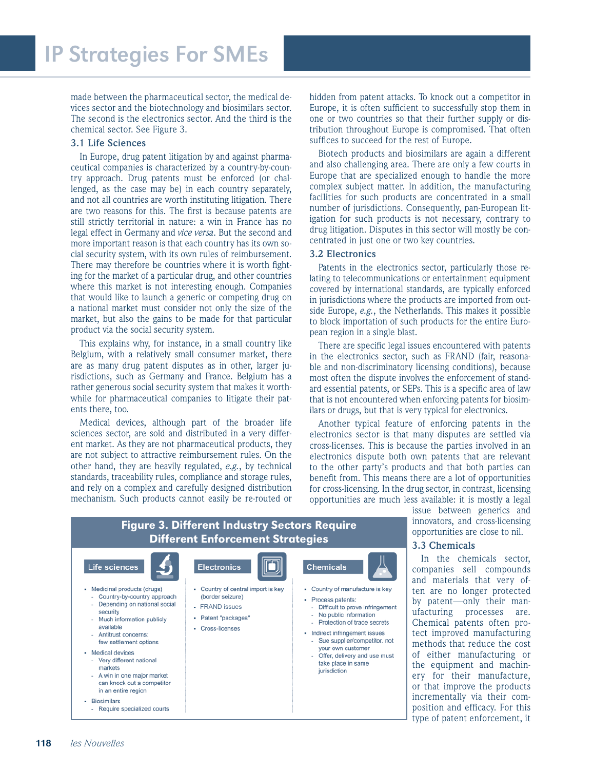made between the pharmaceutical sector, the medical devices sector and the biotechnology and biosimilars sector. The second is the electronics sector. And the third is the chemical sector. See Figure 3.

### 3.1 Life Sciences

In Europe, drug patent litigation by and against pharmaceutical companies is characterized by a country-by-country approach. Drug patents must be enforced (or challenged, as the case may be) in each country separately, and not all countries are worth instituting litigation. There are two reasons for this. The first is because patents are still strictly territorial in nature: a win in France has no legal effect in Germany and *vice versa*. But the second and more important reason is that each country has its own social security system, with its own rules of reimbursement. There may therefore be countries where it is worth fighting for the market of a particular drug, and other countries where this market is not interesting enough. Companies that would like to launch a generic or competing drug on a national market must consider not only the size of the market, but also the gains to be made for that particular product via the social security system.

This explains why, for instance, in a small country like Belgium, with a relatively small consumer market, there are as many drug patent disputes as in other, larger jurisdictions, such as Germany and France. Belgium has a rather generous social security system that makes it worthwhile for pharmaceutical companies to litigate their patents there, too.

Medical devices, although part of the broader life sciences sector, are sold and distributed in a very different market. As they are not pharmaceutical products, they are not subject to attractive reimbursement rules. On the other hand, they are heavily regulated, *e.g.*, by technical standards, traceability rules, compliance and storage rules, and rely on a complex and carefully designed distribution mechanism. Such products cannot easily be re-routed or hidden from patent attacks. To knock out a competitor in Europe, it is often sufficient to successfully stop them in one or two countries so that their further supply or distribution throughout Europe is compromised. That often suffices to succeed for the rest of Europe.

Biotech products and biosimilars are again a different and also challenging area. There are only a few courts in Europe that are specialized enough to handle the more complex subject matter. In addition, the manufacturing facilities for such products are concentrated in a small number of jurisdictions. Consequently, pan-European litigation for such products is not necessary, contrary to drug litigation. Disputes in this sector will mostly be concentrated in just one or two key countries.

### 3.2 Electronics

Patents in the electronics sector, particularly those relating to telecommunications or entertainment equipment covered by international standards, are typically enforced in jurisdictions where the products are imported from outside Europe, *e.g.*, the Netherlands. This makes it possible to block importation of such products for the entire European region in a single blast.

There are specific legal issues encountered with patents in the electronics sector, such as FRAND (fair, reasonable and non-discriminatory licensing conditions), because most often the dispute involves the enforcement of standard essential patents, or SEPs. This is a specific area of law that is not encountered when enforcing patents for biosimilars or drugs, but that is very typical for electronics.

Another typical feature of enforcing patents in the electronics sector is that many disputes are settled via cross-licenses. This is because the parties involved in an electronics dispute both own patents that are relevant to the other party's products and that both parties can benefit from. This means there are a lot of opportunities for cross-licensing. In the drug sector, in contrast, licensing opportunities are much less available: it is mostly a legal issue between generics and innovators, and cross-licensing opportunities are close to nil.

### 3.3 Chemicals

In the chemicals sector, companies sell compounds and materials that very often are no longer protected by patent—only their manufacturing processes are. Chemical patents often protect improved manufacturing methods that reduce the cost of either manufacturing or the equipment and machinery for their manufacture, or that improve the products incrementally via their composition and efficacy. For this type of patent enforcement, it

**Figure 3. Different Industry Sectors Require Different Enforcement Strategies**

**Life sciences**
- Medicinal products (drugs)
  - Country-by-country approach
  - Depending on national social security
  - Much information publicly available
  - Antitrust concerns: few settlement options
- Medical devices
  - Very different national markets
  - A win in one major market can knock out a competitor in an entire region
- Biosimilars
  - Require specialized courts

**Electronics**
- Country of central import is key (border seizure)
- FRAND issues
- Patent "packages"
- Cross-licenses

**Chemicals**
- Country of manufacture is key
- Process patents:
  - Difficult to prove infringement
  - No public information
  - Protection of trade secrets
- Indirect infringement issues
  - Sue supplier/competitor, not your own customer
  - Offer, delivery and use must take place in same jurisdiction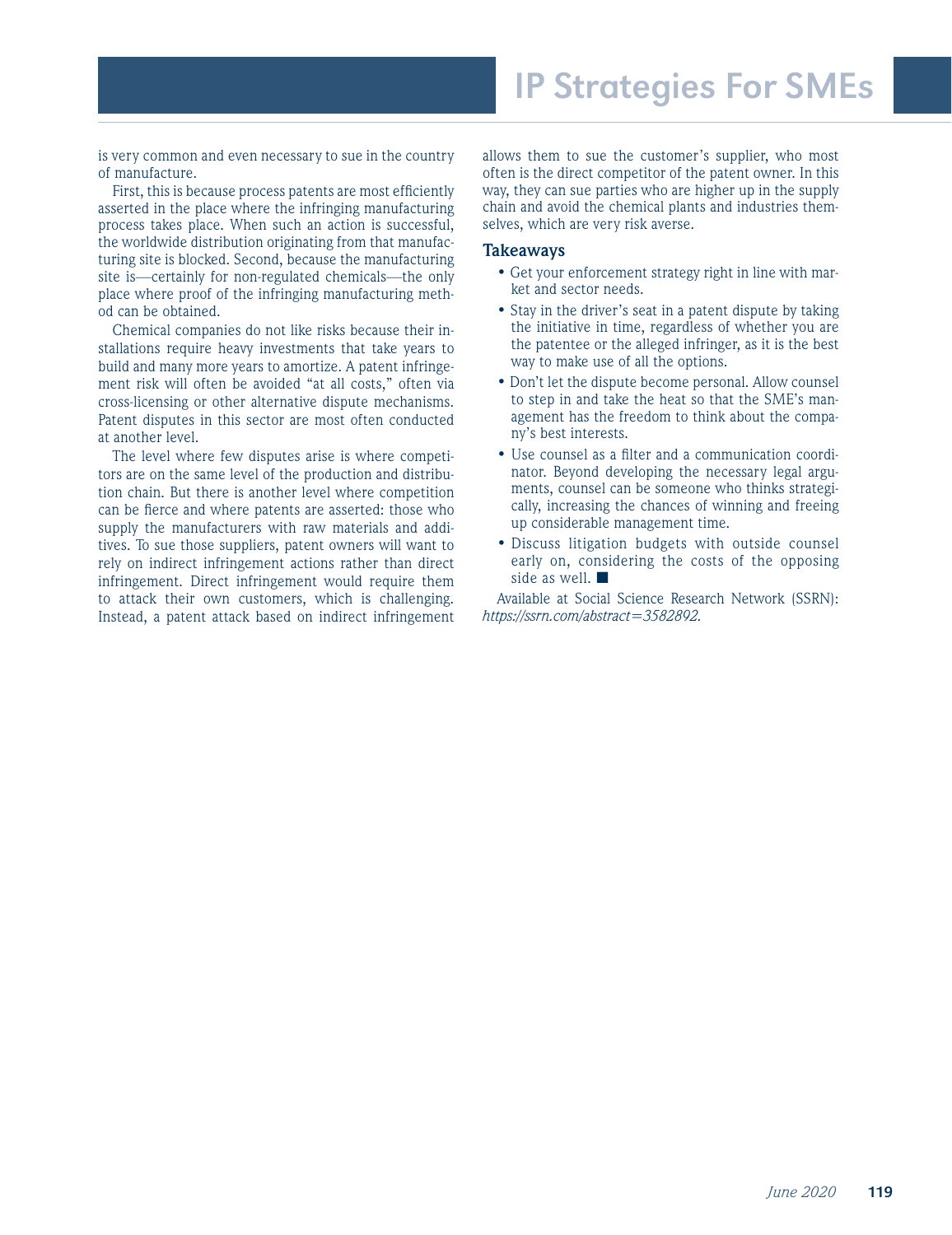is very common and even necessary to sue in the country of manufacture.

First, this is because process patents are most efficiently asserted in the place where the infringing manufacturing process takes place. When such an action is successful, the worldwide distribution originating from that manufacturing site is blocked. Second, because the manufacturing site is—certainly for non-regulated chemicals—the only place where proof of the infringing manufacturing method can be obtained.

Chemical companies do not like risks because their installations require heavy investments that take years to build and many more years to amortize. A patent infringement risk will often be avoided "at all costs," often via cross-licensing or other alternative dispute mechanisms. Patent disputes in this sector are most often conducted at another level.

The level where few disputes arise is where competitors are on the same level of the production and distribution chain. But there is another level where competition can be fierce and where patents are asserted: those who supply the manufacturers with raw materials and additives. To sue those suppliers, patent owners will want to rely on indirect infringement actions rather than direct infringement. Direct infringement would require them to attack their own customers, which is challenging. Instead, a patent attack based on indirect infringement allows them to sue the customer's supplier, who most often is the direct competitor of the patent owner. In this way, they can sue parties who are higher up in the supply chain and avoid the chemical plants and industries themselves, which are very risk averse.

### Takeaways

- Get your enforcement strategy right in line with market and sector needs.
- Stay in the driver's seat in a patent dispute by taking the initiative in time, regardless of whether you are the patentee or the alleged infringer, as it is the best way to make use of all the options.
- Don't let the dispute become personal. Allow counsel to step in and take the heat so that the SME's management has the freedom to think about the company's best interests.
- Use counsel as a filter and a communication coordinator. Beyond developing the necessary legal arguments, counsel can be someone who thinks strategically, increasing the chances of winning and freeing up considerable management time.
- Discuss litigation budgets with outside counsel early on, considering the costs of the opposing side as well. ■

Available at Social Science Research Network (SSRN): *https://ssrn.com/abstract=3582892.*